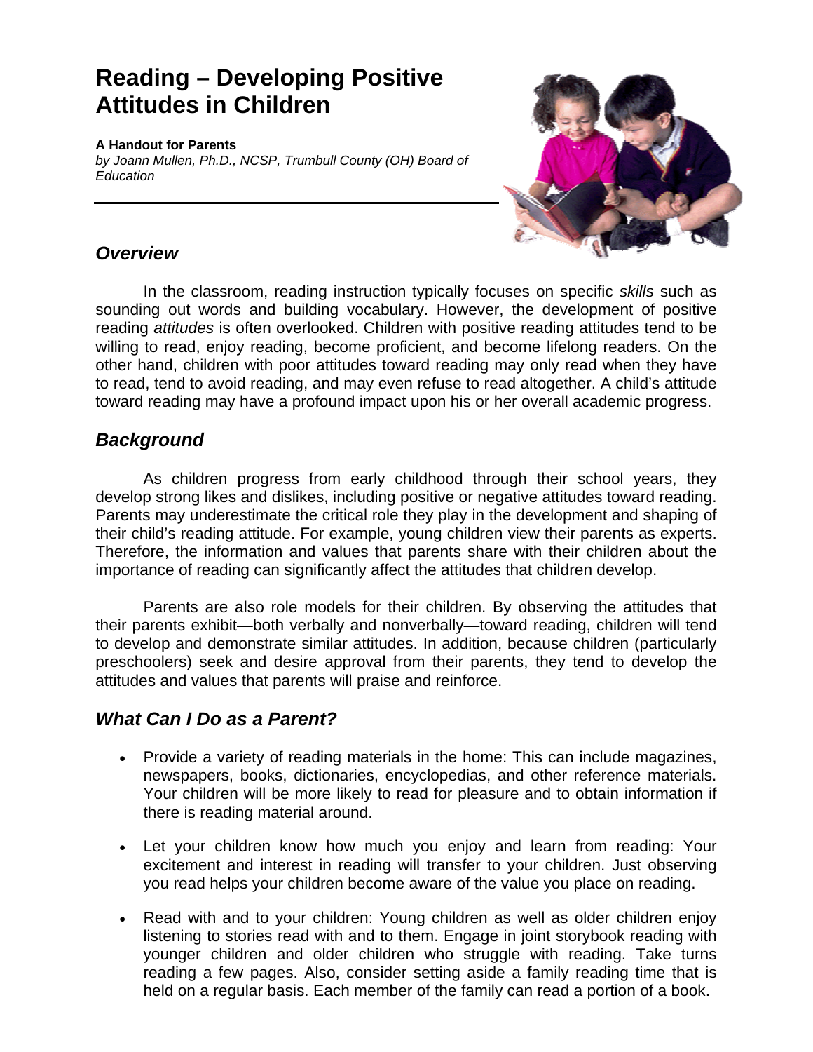# Reading – Developing Positive Attitudes in Children

**A Handout for Parents**
*by Joann Mullen, Ph.D., NCSP, Trumbull County (OH) Board of Education*

## *Overview*

In the classroom, reading instruction typically focuses on specific *skills* such as sounding out words and building vocabulary. However, the development of positive reading *attitudes* is often overlooked. Children with positive reading attitudes tend to be willing to read, enjoy reading, become proficient, and become lifelong readers. On the other hand, children with poor attitudes toward reading may only read when they have to read, tend to avoid reading, and may even refuse to read altogether. A child's attitude toward reading may have a profound impact upon his or her overall academic progress.

## *Background*

As children progress from early childhood through their school years, they develop strong likes and dislikes, including positive or negative attitudes toward reading. Parents may underestimate the critical role they play in the development and shaping of their child's reading attitude. For example, young children view their parents as experts. Therefore, the information and values that parents share with their children about the importance of reading can significantly affect the attitudes that children develop.

Parents are also role models for their children. By observing the attitudes that their parents exhibit—both verbally and nonverbally—toward reading, children will tend to develop and demonstrate similar attitudes. In addition, because children (particularly preschoolers) seek and desire approval from their parents, they tend to develop the attitudes and values that parents will praise and reinforce.

## *What Can I Do as a Parent?*

- Provide a variety of reading materials in the home: This can include magazines, newspapers, books, dictionaries, encyclopedias, and other reference materials. Your children will be more likely to read for pleasure and to obtain information if there is reading material around.

- Let your children know how much you enjoy and learn from reading: Your excitement and interest in reading will transfer to your children. Just observing you read helps your children become aware of the value you place on reading.

- Read with and to your children: Young children as well as older children enjoy listening to stories read with and to them. Engage in joint storybook reading with younger children and older children who struggle with reading. Take turns reading a few pages. Also, consider setting aside a family reading time that is held on a regular basis. Each member of the family can read a portion of a book.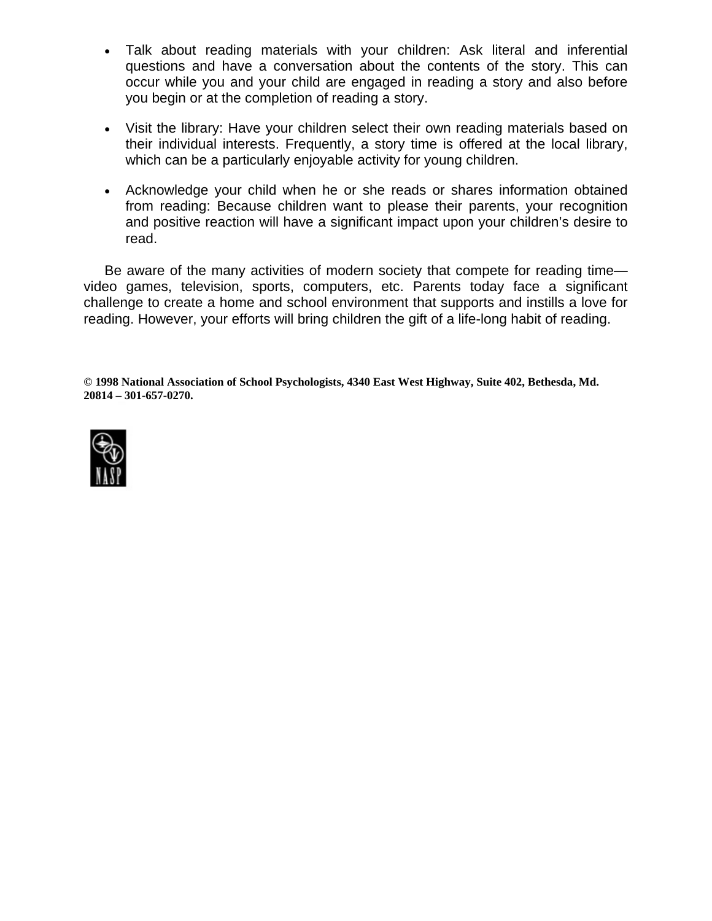- Talk about reading materials with your children: Ask literal and inferential questions and have a conversation about the contents of the story. This can occur while you and your child are engaged in reading a story and also before you begin or at the completion of reading a story.

- Visit the library: Have your children select their own reading materials based on their individual interests. Frequently, a story time is offered at the local library, which can be a particularly enjoyable activity for young children.

- Acknowledge your child when he or she reads or shares information obtained from reading: Because children want to please their parents, your recognition and positive reaction will have a significant impact upon your children's desire to read.

Be aware of the many activities of modern society that compete for reading time—video games, television, sports, computers, etc. Parents today face a significant challenge to create a home and school environment that supports and instills a love for reading. However, your efforts will bring children the gift of a life-long habit of reading.

**© 1998 National Association of School Psychologists, 4340 East West Highway, Suite 402, Bethesda, Md. 20814 – 301-657-0270.**